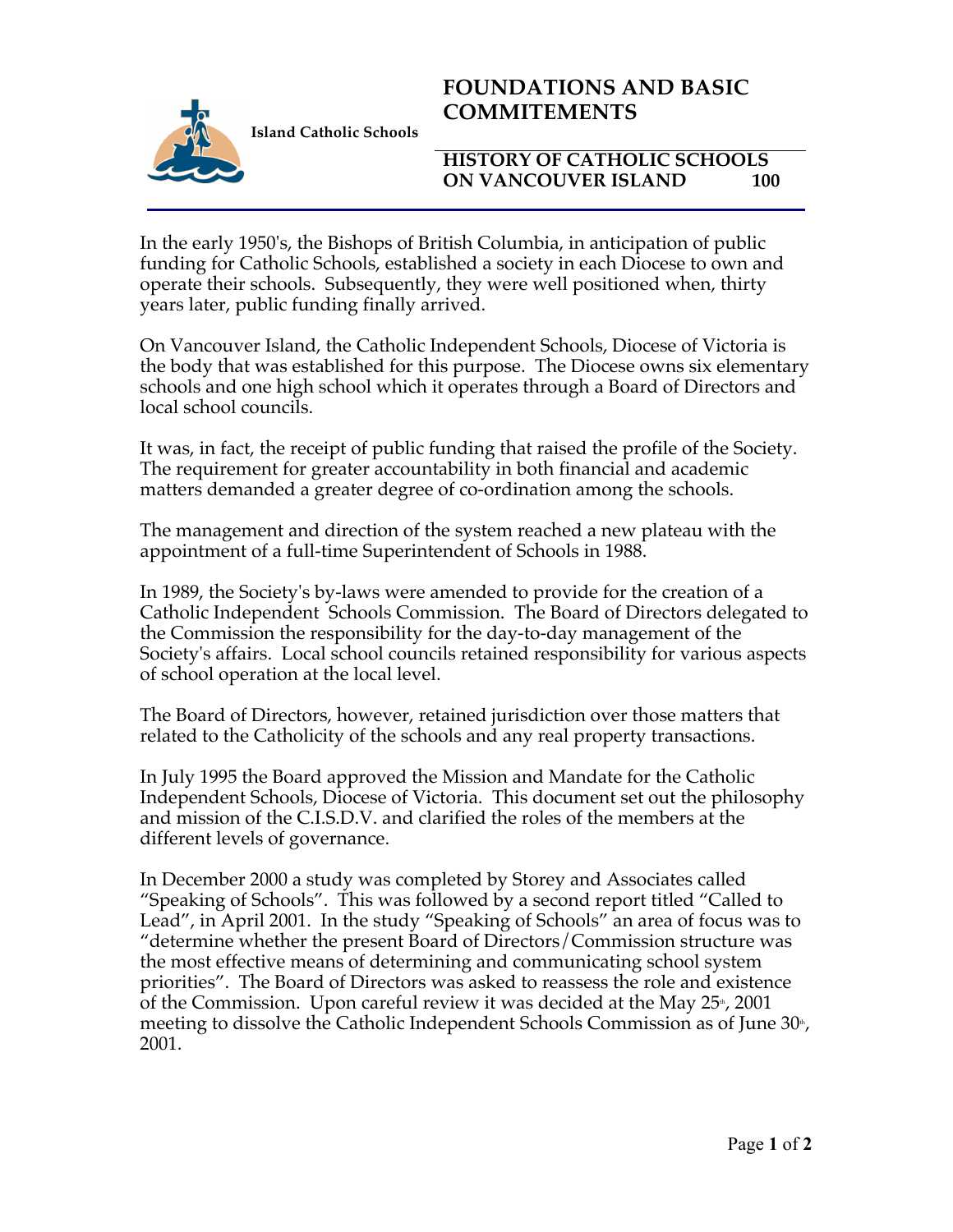**Island Catholic Schools**

# FOUNDATIONS AND BASIC COMMITEMENTS

## HISTORY OF CATHOLIC SCHOOLS ON VANCOUVER ISLAND 100

In the early 1950's, the Bishops of British Columbia, in anticipation of public funding for Catholic Schools, established a society in each Diocese to own and operate their schools. Subsequently, they were well positioned when, thirty years later, public funding finally arrived.

On Vancouver Island, the Catholic Independent Schools, Diocese of Victoria is the body that was established for this purpose. The Diocese owns six elementary schools and one high school which it operates through a Board of Directors and local school councils.

It was, in fact, the receipt of public funding that raised the profile of the Society. The requirement for greater accountability in both financial and academic matters demanded a greater degree of co-ordination among the schools.

The management and direction of the system reached a new plateau with the appointment of a full-time Superintendent of Schools in 1988.

In 1989, the Society's by-laws were amended to provide for the creation of a Catholic Independent Schools Commission. The Board of Directors delegated to the Commission the responsibility for the day-to-day management of the Society's affairs. Local school councils retained responsibility for various aspects of school operation at the local level.

The Board of Directors, however, retained jurisdiction over those matters that related to the Catholicity of the schools and any real property transactions.

In July 1995 the Board approved the Mission and Mandate for the Catholic Independent Schools, Diocese of Victoria. This document set out the philosophy and mission of the C.I.S.D.V. and clarified the roles of the members at the different levels of governance.

In December 2000 a study was completed by Storey and Associates called "Speaking of Schools". This was followed by a second report titled "Called to Lead", in April 2001. In the study "Speaking of Schools" an area of focus was to "determine whether the present Board of Directors/Commission structure was the most effective means of determining and communicating school system priorities". The Board of Directors was asked to reassess the role and existence of the Commission. Upon careful review it was decided at the May 25th, 2001 meeting to dissolve the Catholic Independent Schools Commission as of June 30th, 2001.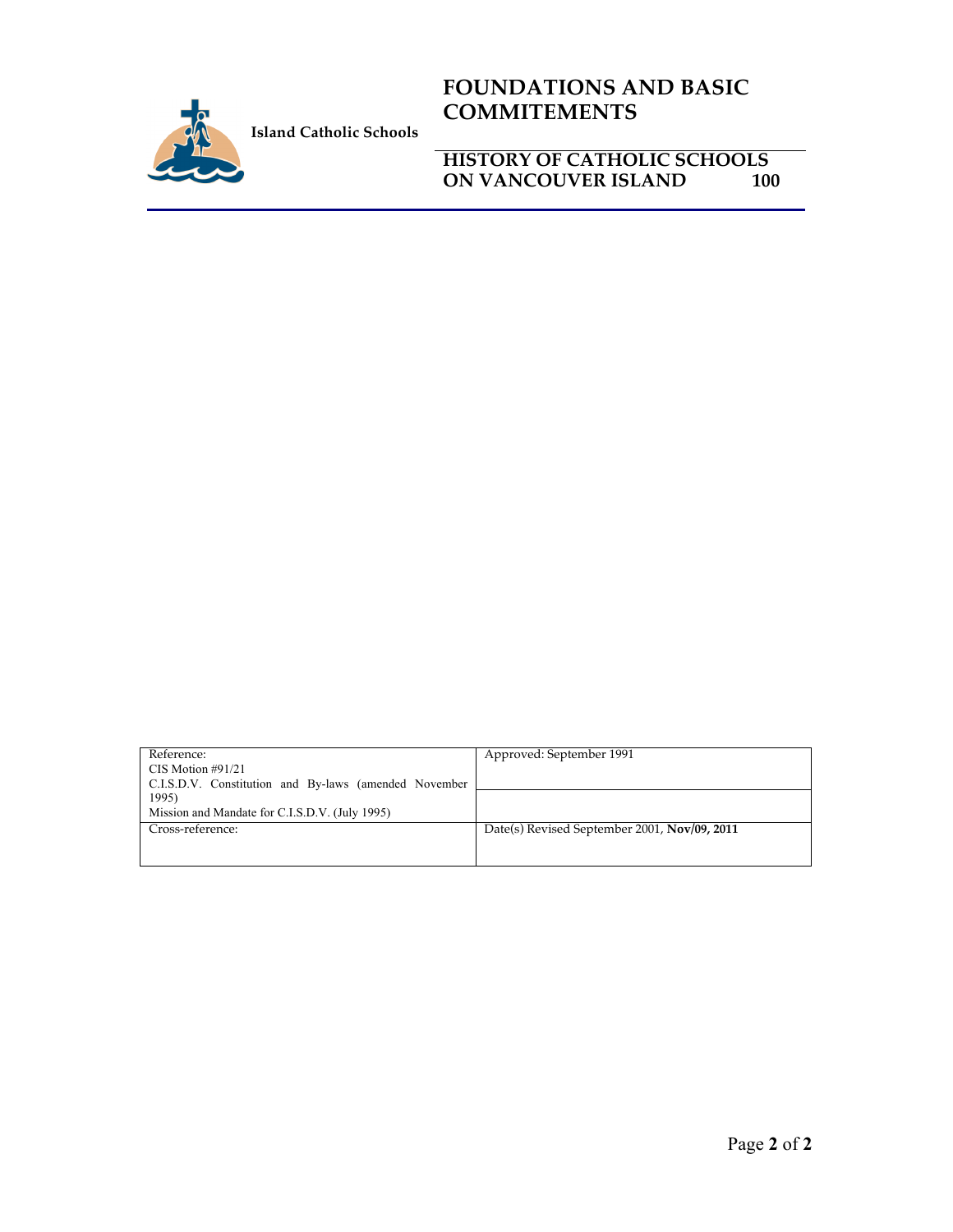| | |
|---|---|
| Reference:<br>CIS Motion #91/21<br>C.I.S.D.V. Constitution and By-laws (amended November 1995)<br>Mission and Mandate for C.I.S.D.V. (July 1995) | Approved: September 1991 |
| Cross-reference: | Date(s) Revised September 2001, **Nov/09, 2011** |